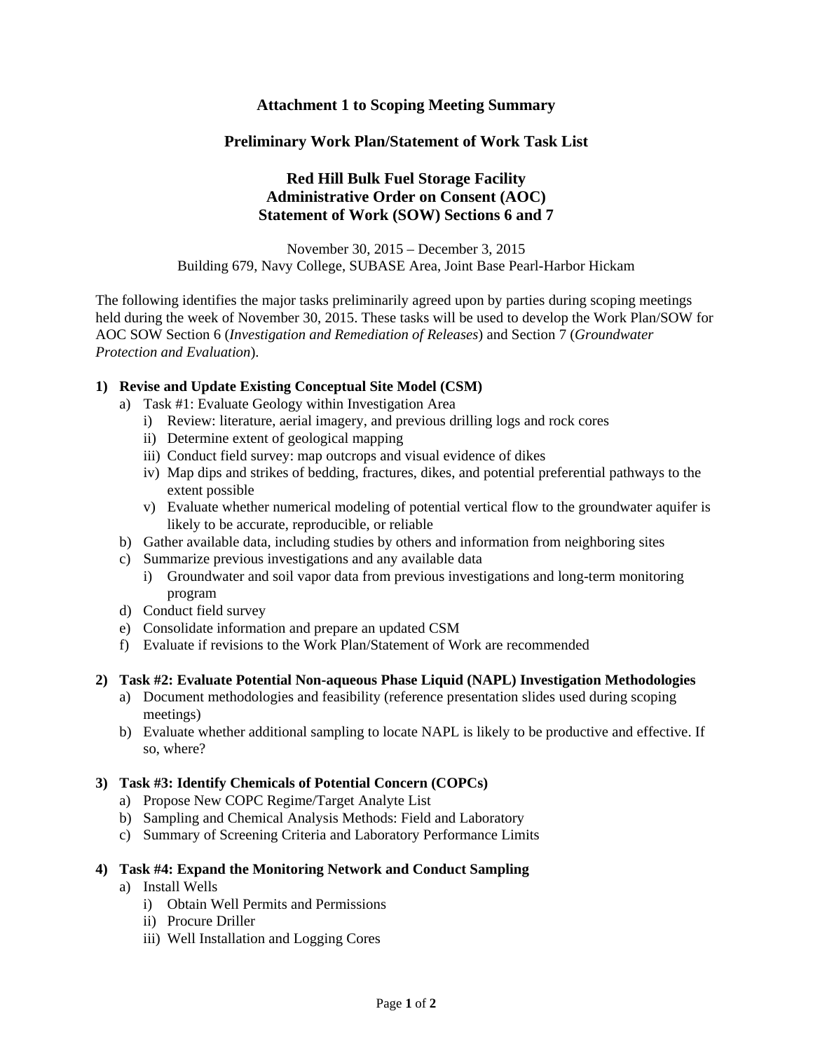## Attachment 1 to Scoping Meeting Summary

## Preliminary Work Plan/Statement of Work Task List

## Red Hill Bulk Fuel Storage Facility
## Administrative Order on Consent (AOC)
## Statement of Work (SOW) Sections 6 and 7

November 30, 2015 – December 3, 2015
Building 679, Navy College, SUBASE Area, Joint Base Pearl-Harbor Hickam

The following identifies the major tasks preliminarily agreed upon by parties during scoping meetings held during the week of November 30, 2015. These tasks will be used to develop the Work Plan/SOW for AOC SOW Section 6 (*Investigation and Remediation of Releases*) and Section 7 (*Groundwater Protection and Evaluation*).

**1) Revise and Update Existing Conceptual Site Model (CSM)**

- a) Task #1: Evaluate Geology within Investigation Area
  - i) Review: literature, aerial imagery, and previous drilling logs and rock cores
  - ii) Determine extent of geological mapping
  - iii) Conduct field survey: map outcrops and visual evidence of dikes
  - iv) Map dips and strikes of bedding, fractures, dikes, and potential preferential pathways to the extent possible
  - v) Evaluate whether numerical modeling of potential vertical flow to the groundwater aquifer is likely to be accurate, reproducible, or reliable
- b) Gather available data, including studies by others and information from neighboring sites
- c) Summarize previous investigations and any available data
  - i) Groundwater and soil vapor data from previous investigations and long-term monitoring program
- d) Conduct field survey
- e) Consolidate information and prepare an updated CSM
- f) Evaluate if revisions to the Work Plan/Statement of Work are recommended

**2) Task #2: Evaluate Potential Non-aqueous Phase Liquid (NAPL) Investigation Methodologies**

- a) Document methodologies and feasibility (reference presentation slides used during scoping meetings)
- b) Evaluate whether additional sampling to locate NAPL is likely to be productive and effective. If so, where?

**3) Task #3: Identify Chemicals of Potential Concern (COPCs)**

- a) Propose New COPC Regime/Target Analyte List
- b) Sampling and Chemical Analysis Methods: Field and Laboratory
- c) Summary of Screening Criteria and Laboratory Performance Limits

**4) Task #4: Expand the Monitoring Network and Conduct Sampling**

- a) Install Wells
  - i) Obtain Well Permits and Permissions
  - ii) Procure Driller
  - iii) Well Installation and Logging Cores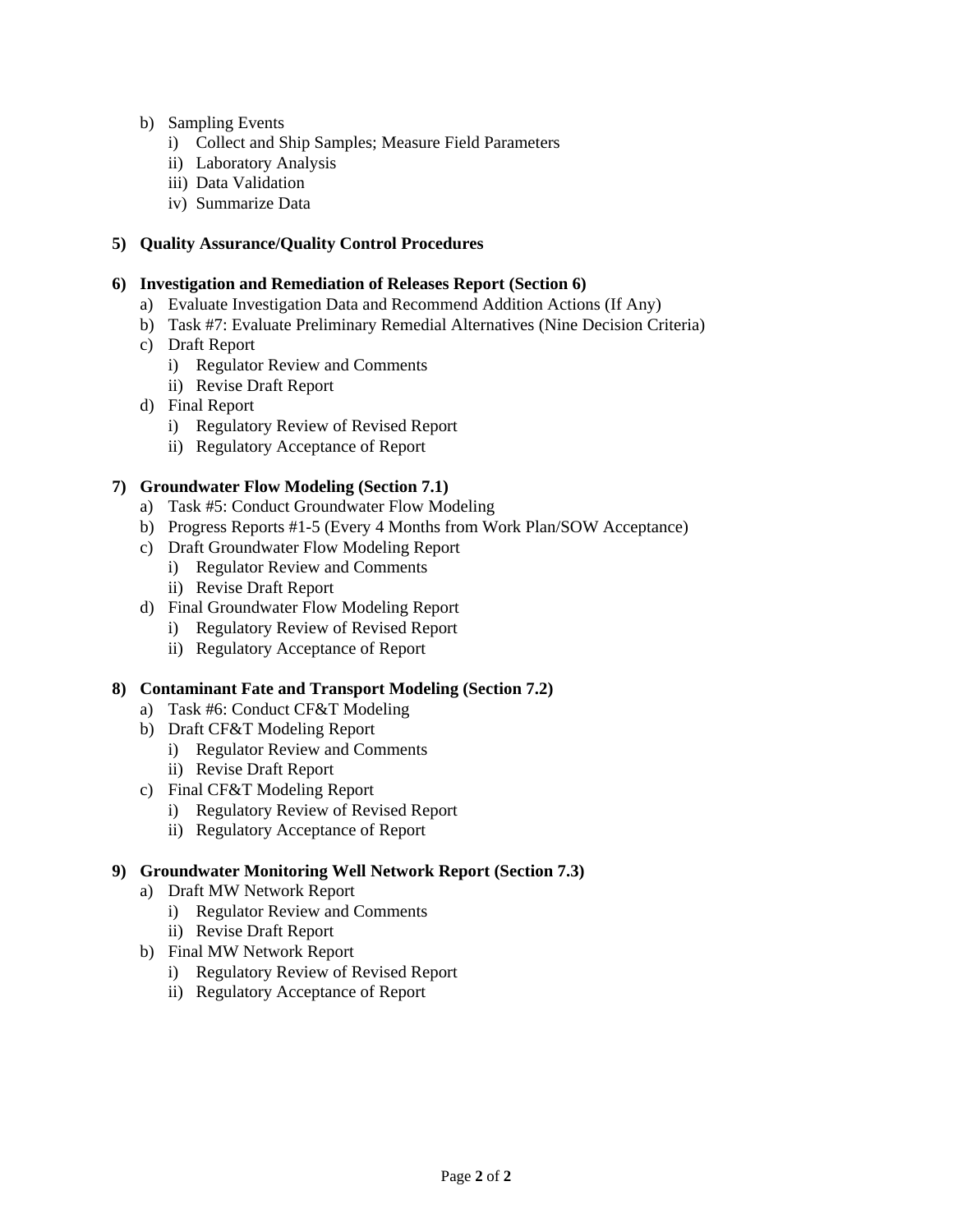b) Sampling Events
   i) Collect and Ship Samples; Measure Field Parameters
   ii) Laboratory Analysis
   iii) Data Validation
   iv) Summarize Data

**5) Quality Assurance/Quality Control Procedures**

**6) Investigation and Remediation of Releases Report (Section 6)**

a) Evaluate Investigation Data and Recommend Addition Actions (If Any)
b) Task #7: Evaluate Preliminary Remedial Alternatives (Nine Decision Criteria)
c) Draft Report
   i) Regulator Review and Comments
   ii) Revise Draft Report
d) Final Report
   i) Regulatory Review of Revised Report
   ii) Regulatory Acceptance of Report

**7) Groundwater Flow Modeling (Section 7.1)**

a) Task #5: Conduct Groundwater Flow Modeling
b) Progress Reports #1-5 (Every 4 Months from Work Plan/SOW Acceptance)
c) Draft Groundwater Flow Modeling Report
   i) Regulator Review and Comments
   ii) Revise Draft Report
d) Final Groundwater Flow Modeling Report
   i) Regulatory Review of Revised Report
   ii) Regulatory Acceptance of Report

**8) Contaminant Fate and Transport Modeling (Section 7.2)**

a) Task #6: Conduct CF&T Modeling
b) Draft CF&T Modeling Report
   i) Regulator Review and Comments
   ii) Revise Draft Report
c) Final CF&T Modeling Report
   i) Regulatory Review of Revised Report
   ii) Regulatory Acceptance of Report

**9) Groundwater Monitoring Well Network Report (Section 7.3)**

a) Draft MW Network Report
   i) Regulator Review and Comments
   ii) Revise Draft Report
b) Final MW Network Report
   i) Regulatory Review of Revised Report
   ii) Regulatory Acceptance of Report